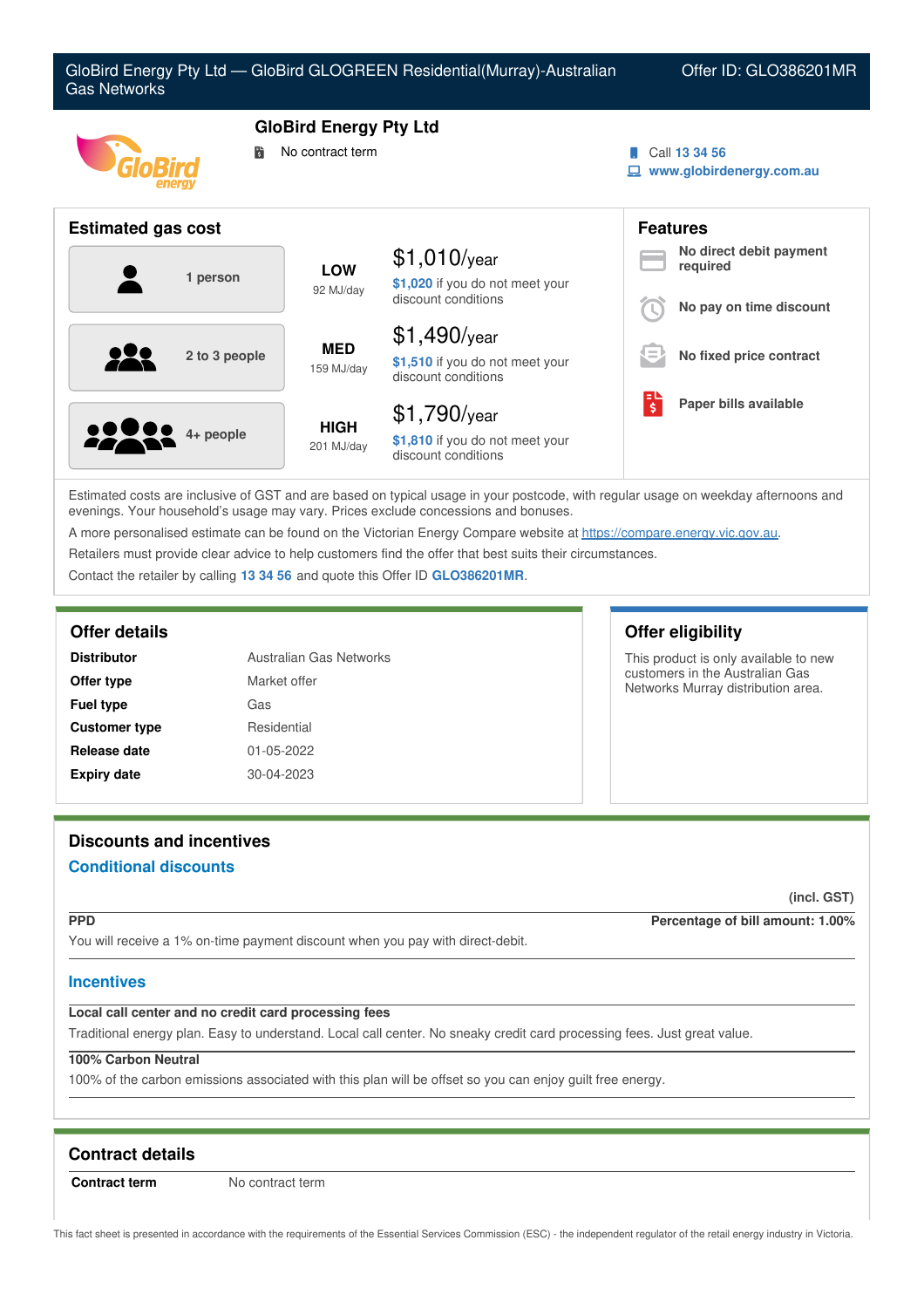# GloBird Energy Pty Ltd — GloBird GLOGREEN Residential(Murray)-Australian Gas Networks

Offer ID: GLO386201MR

## GloBird Energy Pty Ltd

No contract term

Call 13 34 56
www.globirdenergy.com.au

## Estimated gas cost

| Household | Usage | Cost |
|---|---|---|
| 1 person | **LOW** 92 MJ/day | $1,010/year — $1,020 if you do not meet your discount conditions |
| 2 to 3 people | **MED** 159 MJ/day | $1,490/year — $1,510 if you do not meet your discount conditions |
| 4+ people | **HIGH** 201 MJ/day | $1,790/year — $1,810 if you do not meet your discount conditions |

## Features

- **No direct debit payment required**
- **No pay on time discount**
- **No fixed price contract**
- **Paper bills available**

Estimated costs are inclusive of GST and are based on typical usage in your postcode, with regular usage on weekday afternoons and evenings. Your household's usage may vary. Prices exclude concessions and bonuses.

A more personalised estimate can be found on the Victorian Energy Compare website at https://compare.energy.vic.gov.au.

Retailers must provide clear advice to help customers find the offer that best suits their circumstances.

Contact the retailer by calling 13 34 56 and quote this Offer ID GLO386201MR.

## Offer details

| | |
|---|---|
| **Distributor** | Australian Gas Networks |
| **Offer type** | Market offer |
| **Fuel type** | Gas |
| **Customer type** | Residential |
| **Release date** | 01-05-2022 |
| **Expiry date** | 30-04-2023 |

## Offer eligibility

This product is only available to new customers in the Australian Gas Networks Murray distribution area.

## Discounts and incentives

### Conditional discounts

(incl. GST)

**PPD** — **Percentage of bill amount: 1.00%**

You will receive a 1% on-time payment discount when you pay with direct-debit.

### Incentives

**Local call center and no credit card processing fees**

Traditional energy plan. Easy to understand. Local call center. No sneaky credit card processing fees. Just great value.

**100% Carbon Neutral**

100% of the carbon emissions associated with this plan will be offset so you can enjoy guilt free energy.

## Contract details

| | |
|---|---|
| **Contract term** | No contract term |

This fact sheet is presented in accordance with the requirements of the Essential Services Commission (ESC) - the independent regulator of the retail energy industry in Victoria.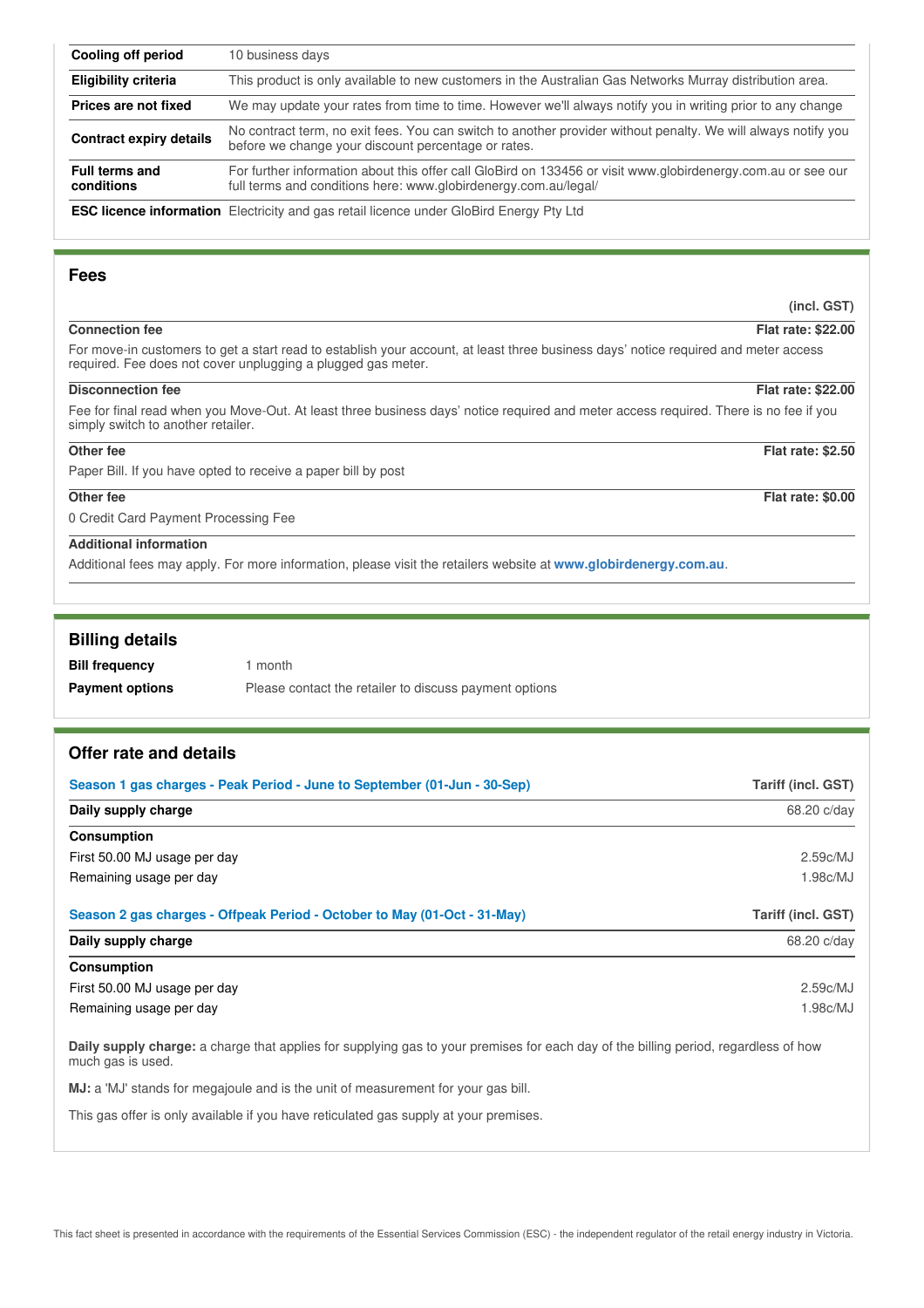| | |
|---|---|
| **Cooling off period** | 10 business days |
| **Eligibility criteria** | This product is only available to new customers in the Australian Gas Networks Murray distribution area. |
| **Prices are not fixed** | We may update your rates from time to time. However we'll always notify you in writing prior to any change |
| **Contract expiry details** | No contract term, no exit fees. You can switch to another provider without penalty. We will always notify you before we change your discount percentage or rates. |
| **Full terms and conditions** | For further information about this offer call GloBird on 133456 or visit www.globirdenergy.com.au or see our full terms and conditions here: www.globirdenergy.com.au/legal/ |
| **ESC licence information** | Electricity and gas retail licence under GloBird Energy Pty Ltd |

## Fees

| | (incl. GST) |
|---|---|
| **Connection fee** | **Flat rate: $22.00** |
| For move-in customers to get a start read to establish your account, at least three business days' notice required and meter access required. Fee does not cover unplugging a plugged gas meter. | |
| **Disconnection fee** | **Flat rate: $22.00** |
| Fee for final read when you Move-Out. At least three business days' notice required and meter access required. There is no fee if you simply switch to another retailer. | |
| **Other fee** | **Flat rate: $2.50** |
| Paper Bill. If you have opted to receive a paper bill by post | |
| **Other fee** | **Flat rate: $0.00** |
| 0 Credit Card Payment Processing Fee | |

**Additional information**

Additional fees may apply. For more information, please visit the retailers website at **www.globirdenergy.com.au**.

## Billing details

| | |
|---|---|
| **Bill frequency** | 1 month |
| **Payment options** | Please contact the retailer to discuss payment options |

## Offer rate and details

| Season 1 gas charges - Peak Period - June to September (01-Jun - 30-Sep) | Tariff (incl. GST) |
|---|---|
| **Daily supply charge** | 68.20 c/day |
| **Consumption** | |
| First 50.00 MJ usage per day | 2.59c/MJ |
| Remaining usage per day | 1.98c/MJ |

| Season 2 gas charges - Offpeak Period - October to May (01-Oct - 31-May) | Tariff (incl. GST) |
|---|---|
| **Daily supply charge** | 68.20 c/day |
| **Consumption** | |
| First 50.00 MJ usage per day | 2.59c/MJ |
| Remaining usage per day | 1.98c/MJ |

**Daily supply charge:** a charge that applies for supplying gas to your premises for each day of the billing period, regardless of how much gas is used.

**MJ:** a 'MJ' stands for megajoule and is the unit of measurement for your gas bill.

This gas offer is only available if you have reticulated gas supply at your premises.

This fact sheet is presented in accordance with the requirements of the Essential Services Commission (ESC) - the independent regulator of the retail energy industry in Victoria.